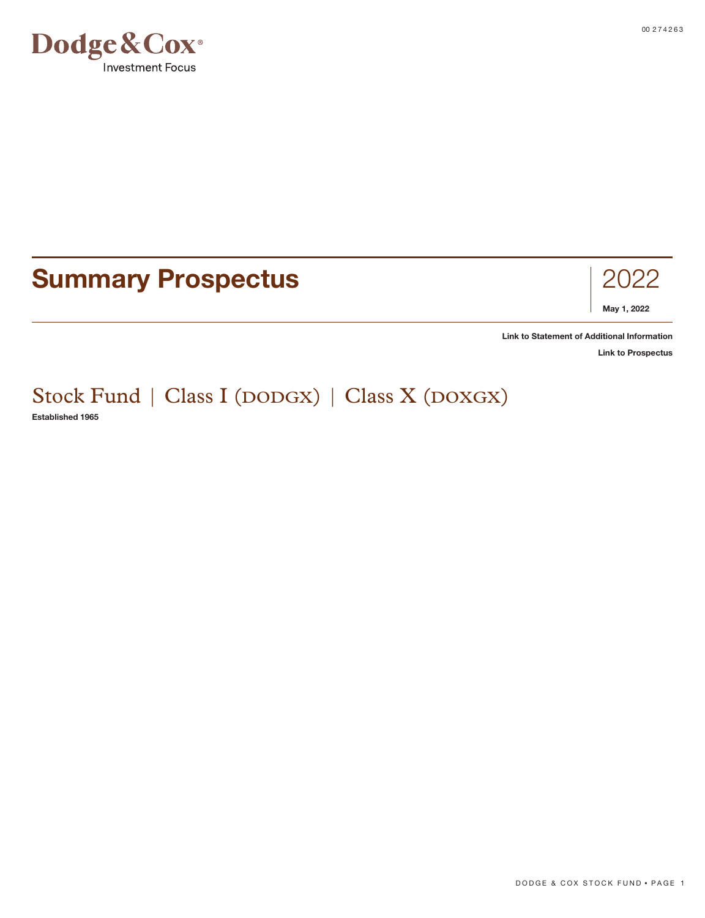Dodge & Cox®

Investment Focus

# Summary Prospectus

2022

**May 1, 2022**

**Link to Statement of Additional Information**

**Link to Prospectus**

## Stock Fund | Class I (DODGX) | Class X (DOXGX)

**Established 1965**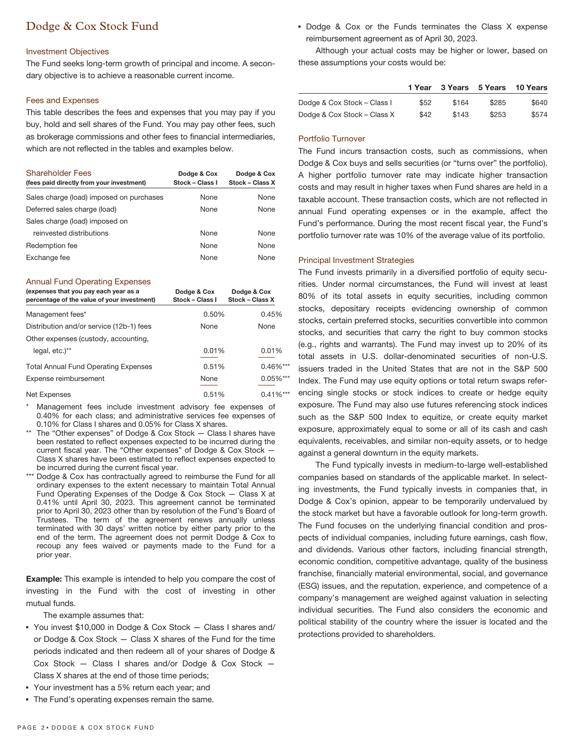# Dodge & Cox Stock Fund

## Investment Objectives

The Fund seeks long-term growth of principal and income. A secondary objective is to achieve a reasonable current income.

## Fees and Expenses

This table describes the fees and expenses that you may pay if you buy, hold and sell shares of the Fund. You may pay other fees, such as brokerage commissions and other fees to financial intermediaries, which are not reflected in the tables and examples below.

| Shareholder Fees (fees paid directly from your investment) | Dodge & Cox Stock – Class I | Dodge & Cox Stock – Class X |
|---|---|---|
| Sales charge (load) imposed on purchases | None | None |
| Deferred sales charge (load) | None | None |
| Sales charge (load) imposed on reinvested distributions | None | None |
| Redemption fee | None | None |
| Exchange fee | None | None |

| Annual Fund Operating Expenses (expenses that you pay each year as a percentage of the value of your investment) | Dodge & Cox Stock – Class I | Dodge & Cox Stock – Class X |
|---|---|---|
| Management fees* | 0.50% | 0.45% |
| Distribution and/or service (12b-1) fees | None | None |
| Other expenses (custody, accounting, legal, etc.)** | 0.01% | 0.01% |
| Total Annual Fund Operating Expenses | 0.51% | 0.46%*** |
| Expense reimbursement | None | 0.05%*** |
| Net Expenses | 0.51% | 0.41%*** |

\* Management fees include investment advisory fee expenses of 0.40% for each class; and administrative services fee expenses of 0.10% for Class I shares and 0.05% for Class X shares.

\*\* The "Other expenses" of Dodge & Cox Stock — Class I shares have been restated to reflect expenses expected to be incurred during the current fiscal year. The "Other expenses" of Dodge & Cox Stock — Class X shares have been estimated to reflect expenses expected to be incurred during the current fiscal year.

\*\*\* Dodge & Cox has contractually agreed to reimburse the Fund for all ordinary expenses to the extent necessary to maintain Total Annual Fund Operating Expenses of the Dodge & Cox Stock — Class X at 0.41% until April 30, 2023. This agreement cannot be terminated prior to April 30, 2023 other than by resolution of the Fund's Board of Trustees. The term of the agreement renews annually unless terminated with 30 days' written notice by either party prior to the end of the term. The agreement does not permit Dodge & Cox to recoup any fees waived or payments made to the Fund for a prior year.

**Example:** This example is intended to help you compare the cost of investing in the Fund with the cost of investing in other mutual funds.

The example assumes that:

- You invest $10,000 in Dodge & Cox Stock — Class I shares and/or Dodge & Cox Stock — Class X shares of the Fund for the time periods indicated and then redeem all of your shares of Dodge & Cox Stock — Class I shares and/or Dodge & Cox Stock — Class X shares at the end of those time periods;
- Your investment has a 5% return each year; and
- The Fund's operating expenses remain the same.
- Dodge & Cox or the Funds terminates the Class X expense reimbursement agreement as of April 30, 2023.

Although your actual costs may be higher or lower, based on these assumptions your costs would be:

| | 1 Year | 3 Years | 5 Years | 10 Years |
|---|---|---|---|---|
| Dodge & Cox Stock – Class I | $52 | $164 | $285 | $640 |
| Dodge & Cox Stock – Class X | $42 | $143 | $253 | $574 |

## Portfolio Turnover

The Fund incurs transaction costs, such as commissions, when Dodge & Cox buys and sells securities (or "turns over" the portfolio). A higher portfolio turnover rate may indicate higher transaction costs and may result in higher taxes when Fund shares are held in a taxable account. These transaction costs, which are not reflected in annual Fund operating expenses or in the example, affect the Fund's performance. During the most recent fiscal year, the Fund's portfolio turnover rate was 10% of the average value of its portfolio.

## Principal Investment Strategies

The Fund invests primarily in a diversified portfolio of equity securities. Under normal circumstances, the Fund will invest at least 80% of its total assets in equity securities, including common stocks, depositary receipts evidencing ownership of common stocks, certain preferred stocks, securities convertible into common stocks, and securities that carry the right to buy common stocks (e.g., rights and warrants). The Fund may invest up to 20% of its total assets in U.S. dollar-denominated securities of non-U.S. issuers traded in the United States that are not in the S&P 500 Index. The Fund may use equity options or total return swaps referencing single stocks or stock indices to create or hedge equity exposure. The Fund may also use futures referencing stock indices such as the S&P 500 Index to equitize, or create equity market exposure, approximately equal to some or all of its cash and cash equivalents, receivables, and similar non-equity assets, or to hedge against a general downturn in the equity markets.

The Fund typically invests in medium-to-large well-established companies based on standards of the applicable market. In selecting investments, the Fund typically invests in companies that, in Dodge & Cox's opinion, appear to be temporarily undervalued by the stock market but have a favorable outlook for long-term growth. The Fund focuses on the underlying financial condition and prospects of individual companies, including future earnings, cash flow, and dividends. Various other factors, including financial strength, economic condition, competitive advantage, quality of the business franchise, financially material environmental, social, and governance (ESG) issues, and the reputation, experience, and competence of a company's management are weighed against valuation in selecting individual securities. The Fund also considers the economic and political stability of the country where the issuer is located and the protections provided to shareholders.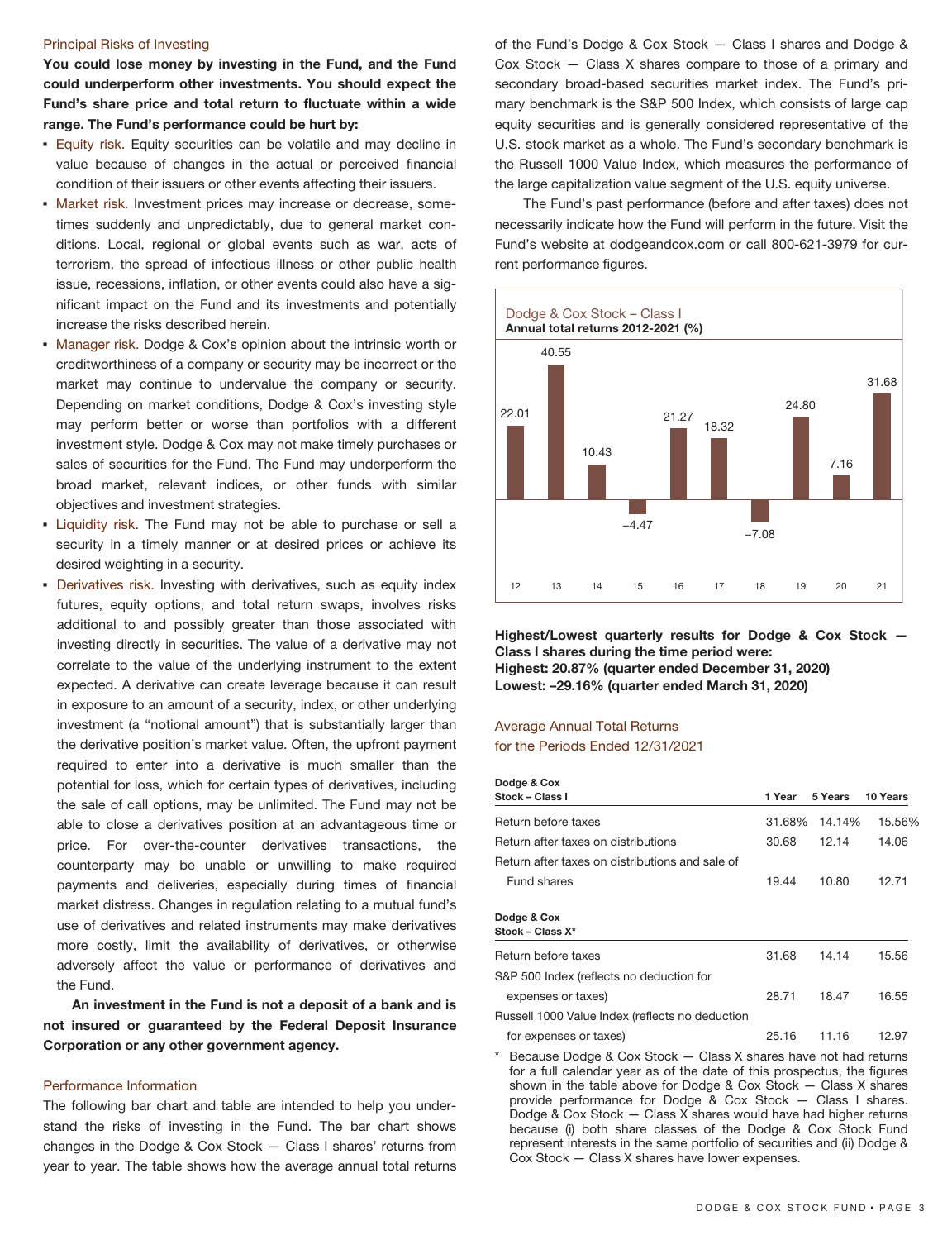## Principal Risks of Investing

**You could lose money by investing in the Fund, and the Fund could underperform other investments. You should expect the Fund's share price and total return to fluctuate within a wide range. The Fund's performance could be hurt by:**

- Equity risk. Equity securities can be volatile and may decline in value because of changes in the actual or perceived financial condition of their issuers or other events affecting their issuers.
- Market risk. Investment prices may increase or decrease, sometimes suddenly and unpredictably, due to general market conditions. Local, regional or global events such as war, acts of terrorism, the spread of infectious illness or other public health issue, recessions, inflation, or other events could also have a significant impact on the Fund and its investments and potentially increase the risks described herein.
- Manager risk. Dodge & Cox's opinion about the intrinsic worth or creditworthiness of a company or security may be incorrect or the market may continue to undervalue the company or security. Depending on market conditions, Dodge & Cox's investing style may perform better or worse than portfolios with a different investment style. Dodge & Cox may not make timely purchases or sales of securities for the Fund. The Fund may underperform the broad market, relevant indices, or other funds with similar objectives and investment strategies.
- Liquidity risk. The Fund may not be able to purchase or sell a security in a timely manner or at desired prices or achieve its desired weighting in a security.
- Derivatives risk. Investing with derivatives, such as equity index futures, equity options, and total return swaps, involves risks additional to and possibly greater than those associated with investing directly in securities. The value of a derivative may not correlate to the value of the underlying instrument to the extent expected. A derivative can create leverage because it can result in exposure to an amount of a security, index, or other underlying investment (a "notional amount") that is substantially larger than the derivative position's market value. Often, the upfront payment required to enter into a derivative is much smaller than the potential for loss, which for certain types of derivatives, including the sale of call options, may be unlimited. The Fund may not be able to close a derivatives position at an advantageous time or price. For over-the-counter derivatives transactions, the counterparty may be unable or unwilling to make required payments and deliveries, especially during times of financial market distress. Changes in regulation relating to a mutual fund's use of derivatives and related instruments may make derivatives more costly, limit the availability of derivatives, or otherwise adversely affect the value or performance of derivatives and the Fund.

**An investment in the Fund is not a deposit of a bank and is not insured or guaranteed by the Federal Deposit Insurance Corporation or any other government agency.**

## Performance Information

The following bar chart and table are intended to help you understand the risks of investing in the Fund. The bar chart shows changes in the Dodge & Cox Stock — Class I shares' returns from year to year. The table shows how the average annual total returns of the Fund's Dodge & Cox Stock — Class I shares and Dodge & Cox Stock — Class X shares compare to those of a primary and secondary broad-based securities market index. The Fund's primary benchmark is the S&P 500 Index, which consists of large cap equity securities and is generally considered representative of the U.S. stock market as a whole. The Fund's secondary benchmark is the Russell 1000 Value Index, which measures the performance of the large capitalization value segment of the U.S. equity universe.

The Fund's past performance (before and after taxes) does not necessarily indicate how the Fund will perform in the future. Visit the Fund's website at dodgeandcox.com or call 800-621-3979 for current performance figures.

**Dodge & Cox Stock – Class I**
**Annual total returns 2012-2021 (%)**

| 12 | 13 | 14 | 15 | 16 | 17 | 18 | 19 | 20 | 21 |
|---|---|---|---|---|---|---|---|---|---|
| 22.01 | 40.55 | 10.43 | −4.47 | 21.27 | 18.32 | −7.08 | 24.80 | 7.16 | 31.68 |

**Highest/Lowest quarterly results for Dodge & Cox Stock — Class I shares during the time period were:**
**Highest: 20.87% (quarter ended December 31, 2020)**
**Lowest: –29.16% (quarter ended March 31, 2020)**

### Average Annual Total Returns for the Periods Ended 12/31/2021

| **Dodge & Cox Stock – Class I** | **1 Year** | **5 Years** | **10 Years** |
|---|---|---|---|
| Return before taxes | 31.68% | 14.14% | 15.56% |
| Return after taxes on distributions | 30.68 | 12.14 | 14.06 |
| Return after taxes on distributions and sale of Fund shares | 19.44 | 10.80 | 12.71 |
| **Dodge & Cox Stock – Class X*** | | | |
| Return before taxes | 31.68 | 14.14 | 15.56 |
| S&P 500 Index (reflects no deduction for expenses or taxes) | 28.71 | 18.47 | 16.55 |
| Russell 1000 Value Index (reflects no deduction for expenses or taxes) | 25.16 | 11.16 | 12.97 |

\* Because Dodge & Cox Stock — Class X shares have not had returns for a full calendar year as of the date of this prospectus, the figures shown in the table above for Dodge & Cox Stock — Class X shares provide performance for Dodge & Cox Stock — Class I shares. Dodge & Cox Stock — Class X shares would have had higher returns because (i) both share classes of the Dodge & Cox Stock Fund represent interests in the same portfolio of securities and (ii) Dodge & Cox Stock — Class X shares have lower expenses.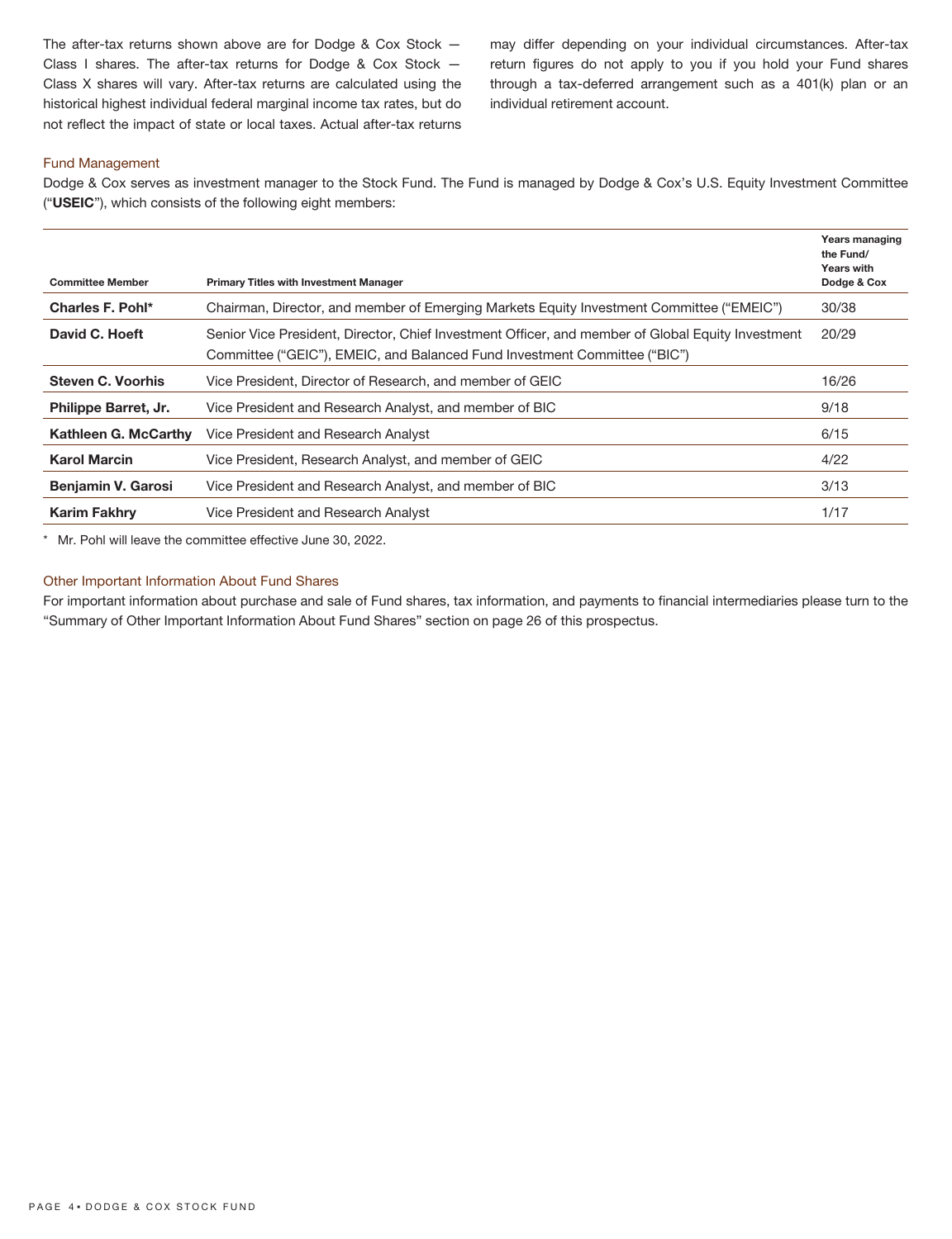The after-tax returns shown above are for Dodge & Cox Stock — Class I shares. The after-tax returns for Dodge & Cox Stock — Class X shares will vary. After-tax returns are calculated using the historical highest individual federal marginal income tax rates, but do not reflect the impact of state or local taxes. Actual after-tax returns may differ depending on your individual circumstances. After-tax return figures do not apply to you if you hold your Fund shares through a tax-deferred arrangement such as a 401(k) plan or an individual retirement account.

## Fund Management

Dodge & Cox serves as investment manager to the Stock Fund. The Fund is managed by Dodge & Cox's U.S. Equity Investment Committee ("**USEIC**"), which consists of the following eight members:

| Committee Member | Primary Titles with Investment Manager | Years managing the Fund/ Years with Dodge & Cox |
|---|---|---|
| **Charles F. Pohl*** | Chairman, Director, and member of Emerging Markets Equity Investment Committee ("EMEIC") | 30/38 |
| **David C. Hoeft** | Senior Vice President, Director, Chief Investment Officer, and member of Global Equity Investment Committee ("GEIC"), EMEIC, and Balanced Fund Investment Committee ("BIC") | 20/29 |
| **Steven C. Voorhis** | Vice President, Director of Research, and member of GEIC | 16/26 |
| **Philippe Barret, Jr.** | Vice President and Research Analyst, and member of BIC | 9/18 |
| **Kathleen G. McCarthy** | Vice President and Research Analyst | 6/15 |
| **Karol Marcin** | Vice President, Research Analyst, and member of GEIC | 4/22 |
| **Benjamin V. Garosi** | Vice President and Research Analyst, and member of BIC | 3/13 |
| **Karim Fakhry** | Vice President and Research Analyst | 1/17 |

\* Mr. Pohl will leave the committee effective June 30, 2022.

## Other Important Information About Fund Shares

For important information about purchase and sale of Fund shares, tax information, and payments to financial intermediaries please turn to the "Summary of Other Important Information About Fund Shares" section on page 26 of this prospectus.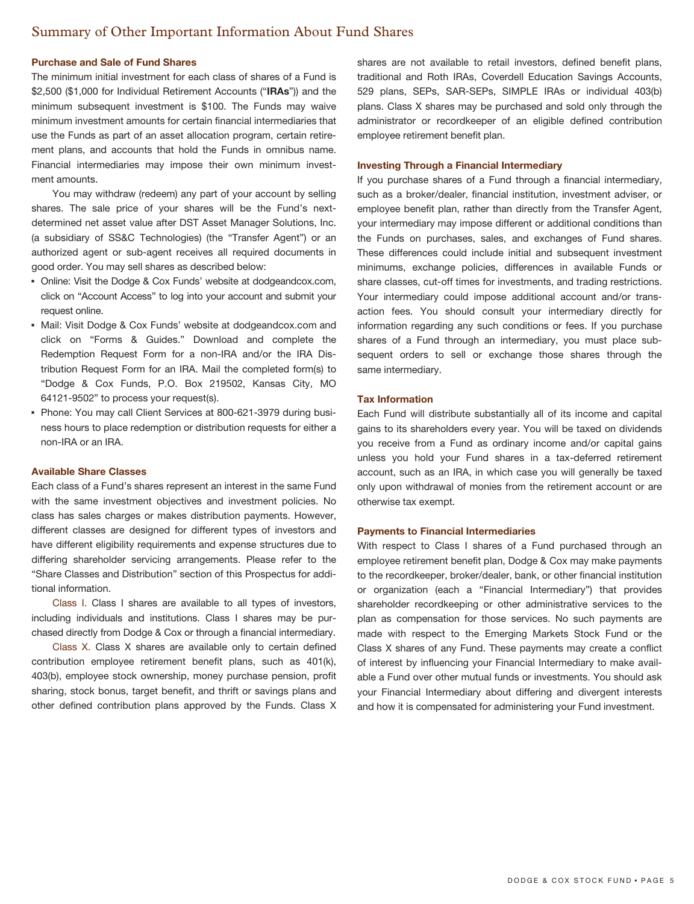# Summary of Other Important Information About Fund Shares

### Purchase and Sale of Fund Shares

The minimum initial investment for each class of shares of a Fund is $2,500 ($1,000 for Individual Retirement Accounts ("**IRAs**")) and the minimum subsequent investment is $100. The Funds may waive minimum investment amounts for certain financial intermediaries that use the Funds as part of an asset allocation program, certain retirement plans, and accounts that hold the Funds in omnibus name. Financial intermediaries may impose their own minimum investment amounts.

You may withdraw (redeem) any part of your account by selling shares. The sale price of your shares will be the Fund's next-determined net asset value after DST Asset Manager Solutions, Inc. (a subsidiary of SS&C Technologies) (the "Transfer Agent") or an authorized agent or sub-agent receives all required documents in good order. You may sell shares as described below:

- Online: Visit the Dodge & Cox Funds' website at dodgeandcox.com, click on "Account Access" to log into your account and submit your request online.
- Mail: Visit Dodge & Cox Funds' website at dodgeandcox.com and click on "Forms & Guides." Download and complete the Redemption Request Form for a non-IRA and/or the IRA Distribution Request Form for an IRA. Mail the completed form(s) to "Dodge & Cox Funds, P.O. Box 219502, Kansas City, MO 64121-9502" to process your request(s).
- Phone: You may call Client Services at 800-621-3979 during business hours to place redemption or distribution requests for either a non-IRA or an IRA.

### Available Share Classes

Each class of a Fund's shares represent an interest in the same Fund with the same investment objectives and investment policies. No class has sales charges or makes distribution payments. However, different classes are designed for different types of investors and have different eligibility requirements and expense structures due to differing shareholder servicing arrangements. Please refer to the "Share Classes and Distribution" section of this Prospectus for additional information.

Class I. Class I shares are available to all types of investors, including individuals and institutions. Class I shares may be purchased directly from Dodge & Cox or through a financial intermediary.

Class X. Class X shares are available only to certain defined contribution employee retirement benefit plans, such as 401(k), 403(b), employee stock ownership, money purchase pension, profit sharing, stock bonus, target benefit, and thrift or savings plans and other defined contribution plans approved by the Funds. Class X shares are not available to retail investors, defined benefit plans, traditional and Roth IRAs, Coverdell Education Savings Accounts, 529 plans, SEPs, SAR-SEPs, SIMPLE IRAs or individual 403(b) plans. Class X shares may be purchased and sold only through the administrator or recordkeeper of an eligible defined contribution employee retirement benefit plan.

### Investing Through a Financial Intermediary

If you purchase shares of a Fund through a financial intermediary, such as a broker/dealer, financial institution, investment adviser, or employee benefit plan, rather than directly from the Transfer Agent, your intermediary may impose different or additional conditions than the Funds on purchases, sales, and exchanges of Fund shares. These differences could include initial and subsequent investment minimums, exchange policies, differences in available Funds or share classes, cut-off times for investments, and trading restrictions. Your intermediary could impose additional account and/or transaction fees. You should consult your intermediary directly for information regarding any such conditions or fees. If you purchase shares of a Fund through an intermediary, you must place subsequent orders to sell or exchange those shares through the same intermediary.

### Tax Information

Each Fund will distribute substantially all of its income and capital gains to its shareholders every year. You will be taxed on dividends you receive from a Fund as ordinary income and/or capital gains unless you hold your Fund shares in a tax-deferred retirement account, such as an IRA, in which case you will generally be taxed only upon withdrawal of monies from the retirement account or are otherwise tax exempt.

### Payments to Financial Intermediaries

With respect to Class I shares of a Fund purchased through an employee retirement benefit plan, Dodge & Cox may make payments to the recordkeeper, broker/dealer, bank, or other financial institution or organization (each a "Financial Intermediary") that provides shareholder recordkeeping or other administrative services to the plan as compensation for those services. No such payments are made with respect to the Emerging Markets Stock Fund or the Class X shares of any Fund. These payments may create a conflict of interest by influencing your Financial Intermediary to make available a Fund over other mutual funds or investments. You should ask your Financial Intermediary about differing and divergent interests and how it is compensated for administering your Fund investment.